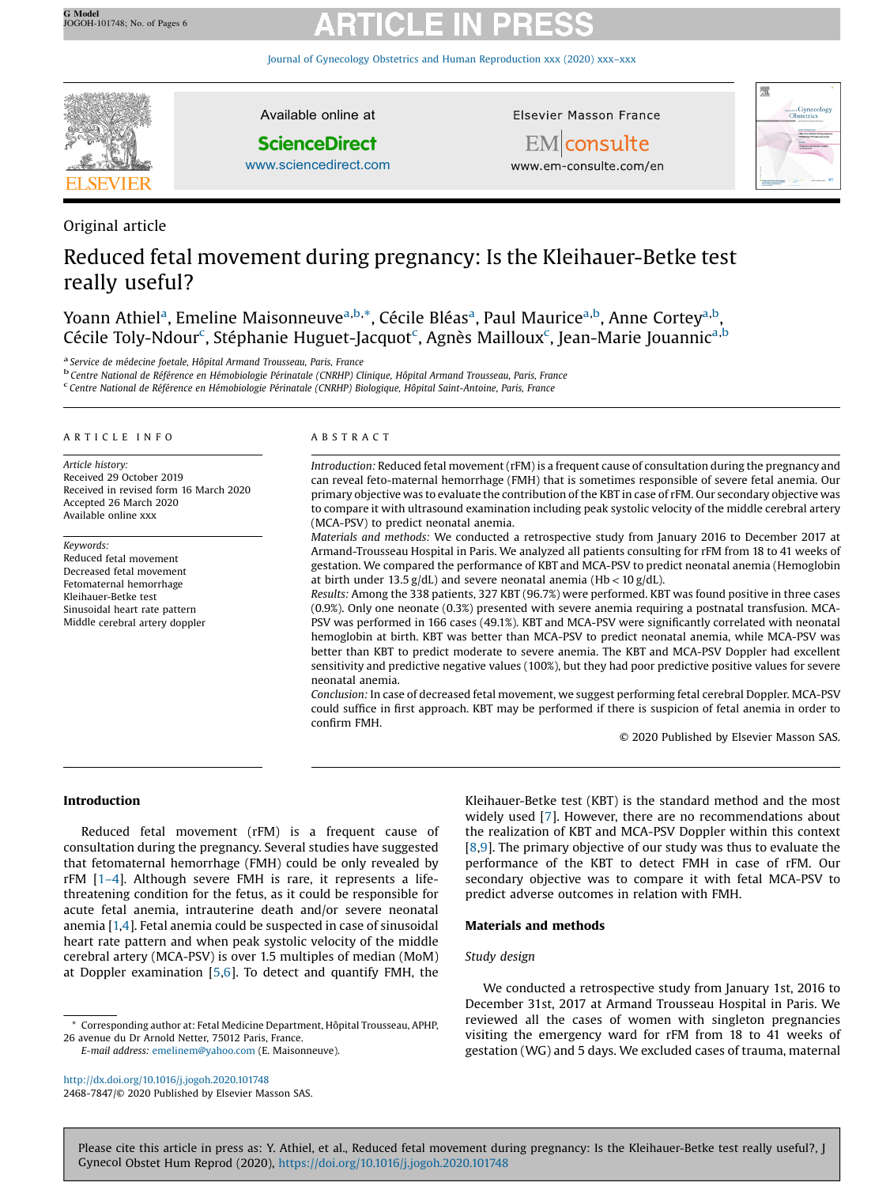Original article

# Reduced fetal movement during pregnancy: Is the Kleihauer-Betke test really useful?

Yoann Athiel[a], Emeline Maisonneuve[a,b,*], Cécile Bléas[a], Paul Maurice[a,b], Anne Cortey[a,b], Cécile Toly-Ndour[c], Stéphanie Huguet-Jacquot[c], Agnès Mailloux[c], Jean-Marie Jouannic[a,b]

[a] Service de médecine foetale, Hôpital Armand Trousseau, Paris, France
[b] Centre National de Référence en Hémobiologie Périnatale (CNRHP) Clinique, Hôpital Armand Trousseau, Paris, France
[c] Centre National de Référence en Hémobiologie Périnatale (CNRHP) Biologique, Hôpital Saint-Antoine, Paris, France

## ARTICLE INFO

*Article history:*
Received 29 October 2019
Received in revised form 16 March 2020
Accepted 26 March 2020
Available online xxx

*Keywords:*
Reduced fetal movement
Decreased fetal movement
Fetomaternal hemorrhage
Kleihauer-Betke test
Sinusoidal heart rate pattern
Middle cerebral artery doppler

## ABSTRACT

*Introduction:* Reduced fetal movement (rFM) is a frequent cause of consultation during the pregnancy and can reveal feto-maternal hemorrhage (FMH) that is sometimes responsible of severe fetal anemia. Our primary objective was to evaluate the contribution of the KBT in case of rFM. Our secondary objective was to compare it with ultrasound examination including peak systolic velocity of the middle cerebral artery (MCA-PSV) to predict neonatal anemia.

*Materials and methods:* We conducted a retrospective study from January 2016 to December 2017 at Armand-Trousseau Hospital in Paris. We analyzed all patients consulting for rFM from 18 to 41 weeks of gestation. We compared the performance of KBT and MCA-PSV to predict neonatal anemia (Hemoglobin at birth under 13.5 g/dL) and severe neonatal anemia (Hb < 10 g/dL).

*Results:* Among the 338 patients, 327 KBT (96.7%) were performed. KBT was found positive in three cases (0.9%). Only one neonate (0.3%) presented with severe anemia requiring a postnatal transfusion. MCA-PSV was performed in 166 cases (49.1%). KBT and MCA-PSV were significantly correlated with neonatal hemoglobin at birth. KBT was better than MCA-PSV to predict neonatal anemia, while MCA-PSV was better than KBT to predict moderate to severe anemia. The KBT and MCA-PSV Doppler had excellent sensitivity and predictive negative values (100%), but they had poor predictive positive values for severe neonatal anemia.

*Conclusion:* In case of decreased fetal movement, we suggest performing fetal cerebral Doppler. MCA-PSV could suffice in first approach. KBT may be performed if there is suspicion of fetal anemia in order to confirm FMH.

© 2020 Published by Elsevier Masson SAS.

## Introduction

Reduced fetal movement (rFM) is a frequent cause of consultation during the pregnancy. Several studies have suggested that fetomaternal hemorrhage (FMH) could be only revealed by rFM [1–4]. Although severe FMH is rare, it represents a life-threatening condition for the fetus, as it could be responsible for acute fetal anemia, intrauterine death and/or severe neonatal anemia [1,4]. Fetal anemia could be suspected in case of sinusoidal heart rate pattern and when peak systolic velocity of the middle cerebral artery (MCA-PSV) is over 1.5 multiples of median (MoM) at Doppler examination [5,6]. To detect and quantify FMH, the Kleihauer-Betke test (KBT) is the standard method and the most widely used [7]. However, there are no recommendations about the realization of KBT and MCA-PSV Doppler within this context [8,9]. The primary objective of our study was thus to evaluate the performance of the KBT to detect FMH in case of rFM. Our secondary objective was to compare it with fetal MCA-PSV to predict adverse outcomes in relation with FMH.

## Materials and methods

### Study design

We conducted a retrospective study from January 1st, 2016 to December 31st, 2017 at Armand Trousseau Hospital in Paris. We reviewed all the cases of women with singleton pregnancies visiting the emergency ward for rFM from 18 to 41 weeks of gestation (WG) and 5 days. We excluded cases of trauma, maternal

* Corresponding author at: Fetal Medicine Department, Hôpital Trousseau, APHP, 26 avenue du Dr Arnold Netter, 75012 Paris, France.
*E-mail address:* emelinem@yahoo.com (E. Maisonneuve).

http://dx.doi.org/10.1016/j.jogoh.2020.101748
2468-7847/© 2020 Published by Elsevier Masson SAS.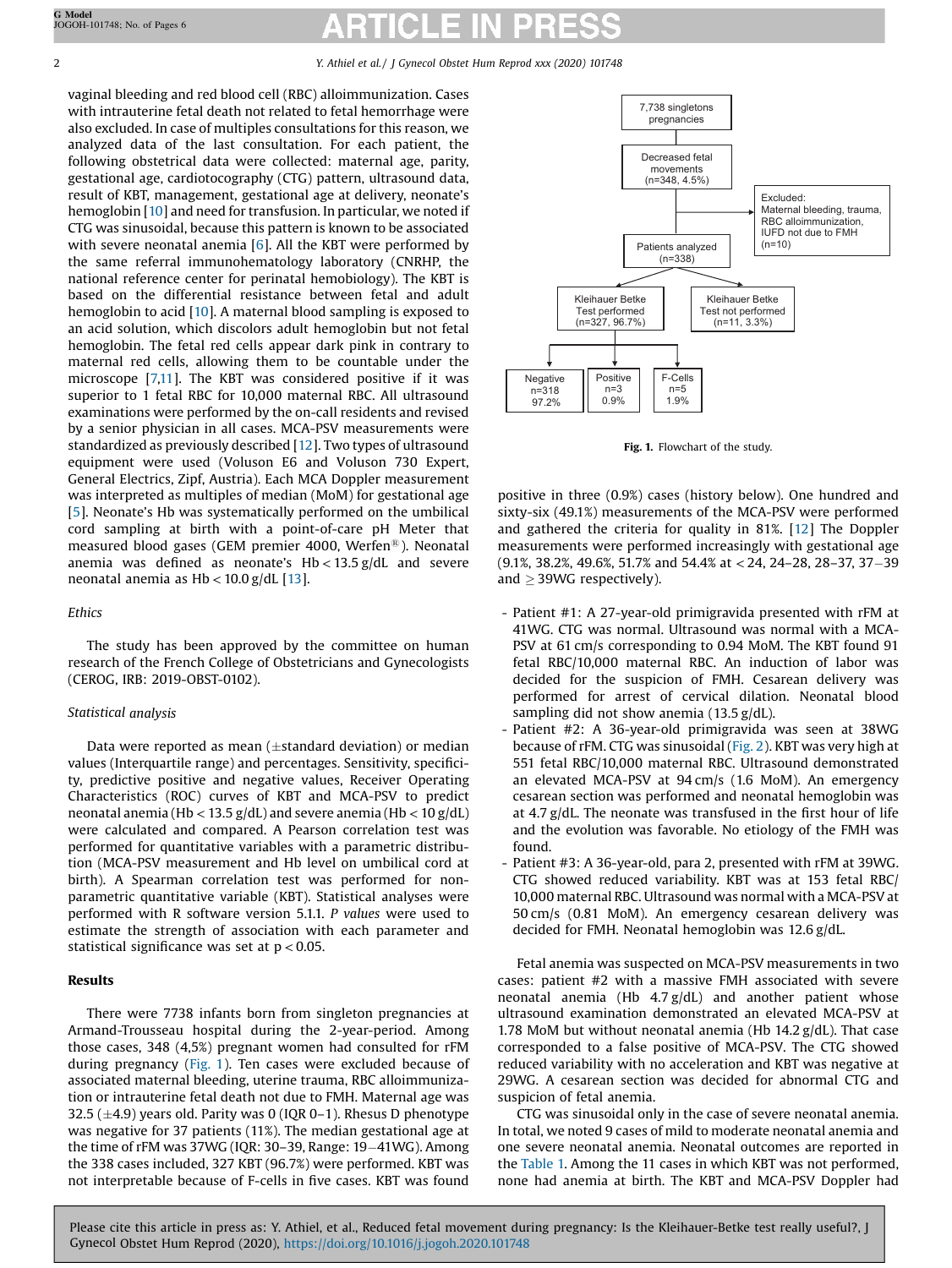vaginal bleeding and red blood cell (RBC) alloimmunization. Cases with intrauterine fetal death not related to fetal hemorrhage were also excluded. In case of multiples consultations for this reason, we analyzed data of the last consultation. For each patient, the following obstetrical data were collected: maternal age, parity, gestational age, cardiotocography (CTG) pattern, ultrasound data, result of KBT, management, gestational age at delivery, neonate's hemoglobin [10] and need for transfusion. In particular, we noted if CTG was sinusoidal, because this pattern is known to be associated with severe neonatal anemia [6]. All the KBT were performed by the same referral immunohematology laboratory (CNRHP, the national reference center for perinatal hemobiology). The KBT is based on the differential resistance between fetal and adult hemoglobin to acid [10]. A maternal blood sampling is exposed to an acid solution, which discolors adult hemoglobin but not fetal hemoglobin. The fetal red cells appear dark pink in contrary to maternal red cells, allowing them to be countable under the microscope [7,11]. The KBT was considered positive if it was superior to 1 fetal RBC for 10,000 maternal RBC. All ultrasound examinations were performed by the on-call residents and revised by a senior physician in all cases. MCA-PSV measurements were standardized as previously described [12]. Two types of ultrasound equipment were used (Voluson E6 and Voluson 730 Expert, General Electrics, Zipf, Austria). Each MCA Doppler measurement was interpreted as multiples of median (MoM) for gestational age [5]. Neonate's Hb was systematically performed on the umbilical cord sampling at birth with a point-of-care pH Meter that measured blood gases (GEM premier 4000, Werfen®). Neonatal anemia was defined as neonate's Hb < 13.5 g/dL and severe neonatal anemia as Hb < 10.0 g/dL [13].

### Ethics

The study has been approved by the committee on human research of the French College of Obstetricians and Gynecologists (CEROG, IRB: 2019-OBST-0102).

### Statistical analysis

Data were reported as mean (±standard deviation) or median values (Interquartile range) and percentages. Sensitivity, specificity, predictive positive and negative values, Receiver Operating Characteristics (ROC) curves of KBT and MCA-PSV to predict neonatal anemia (Hb < 13.5 g/dL) and severe anemia (Hb < 10 g/dL) were calculated and compared. A Pearson correlation test was performed for quantitative variables with a parametric distribution (MCA-PSV measurement and Hb level on umbilical cord at birth). A Spearman correlation test was performed for non-parametric quantitative variable (KBT). Statistical analyses were performed with R software version 5.1.1. *P values* were used to estimate the strength of association with each parameter and statistical significance was set at $p < 0.05$.

## Results

There were 7738 infants born from singleton pregnancies at Armand-Trousseau hospital during the 2-year-period. Among those cases, 348 (4,5%) pregnant women had consulted for rFM during pregnancy (Fig. 1). Ten cases were excluded because of associated maternal bleeding, uterine trauma, RBC alloimmunization or intrauterine fetal death not due to FMH. Maternal age was 32.5 (±4.9) years old. Parity was 0 (IQR 0–1). Rhesus D phenotype was negative for 37 patients (11%). The median gestational age at the time of rFM was 37WG (IQR: 30–39, Range: 19–41WG). Among the 338 cases included, 327 KBT (96.7%) were performed. KBT was not interpretable because of F-cells in five cases. KBT was found positive in three (0.9%) cases (history below). One hundred and sixty-six (49.1%) measurements of the MCA-PSV were performed and gathered the criteria for quality in 81%. [12] The Doppler measurements were performed increasingly with gestational age (9.1%, 38.2%, 49.6%, 51.7% and 54.4% at < 24, 24–28, 28–37, 37–39 and ≥ 39WG respectively).

7,738 singletons pregnancies → Decreased fetal movements (n=348, 4.5%) → Excluded: Maternal bleeding, trauma, RBC alloimmunization, IUFD not due to FMH (n=10) → Patients analyzed (n=338) → Kleihauer Betke Test performed (n=327, 96.7%) / Kleihauer Betke Test not performed (n=11, 3.3%); Test performed → Negative n=318 97.2% / Positive n=3 0.9% / F-Cells n=5 1.9%

**Fig. 1.** Flowchart of the study.

- Patient #1: A 27-year-old primigravida presented with rFM at 41WG. CTG was normal. Ultrasound was normal with a MCA-PSV at 61 cm/s corresponding to 0.94 MoM. The KBT found 91 fetal RBC/10,000 maternal RBC. An induction of labor was decided for the suspicion of FMH. Cesarean delivery was performed for arrest of cervical dilation. Neonatal blood sampling did not show anemia (13.5 g/dL).
- Patient #2: A 36-year-old primigravida was seen at 38WG because of rFM. CTG was sinusoidal (Fig. 2). KBT was very high at 551 fetal RBC/10,000 maternal RBC. Ultrasound demonstrated an elevated MCA-PSV at 94 cm/s (1.6 MoM). An emergency cesarean section was performed and neonatal hemoglobin was at 4.7 g/dL. The neonate was transfused in the first hour of life and the evolution was favorable. No etiology of the FMH was found.
- Patient #3: A 36-year-old, para 2, presented with rFM at 39WG. CTG showed reduced variability. KBT was at 153 fetal RBC/10,000 maternal RBC. Ultrasound was normal with a MCA-PSV at 50 cm/s (0.81 MoM). An emergency cesarean delivery was decided for FMH. Neonatal hemoglobin was 12.6 g/dL.

Fetal anemia was suspected on MCA-PSV measurements in two cases: patient #2 with a massive FMH associated with severe neonatal anemia (Hb 4.7 g/dL) and another patient whose ultrasound examination demonstrated an elevated MCA-PSV at 1.78 MoM but without neonatal anemia (Hb 14.2 g/dL). That case corresponded to a false positive of MCA-PSV. The CTG showed reduced variability with no acceleration and KBT was negative at 29WG. A cesarean section was decided for abnormal CTG and suspicion of fetal anemia.

CTG was sinusoidal only in the case of severe neonatal anemia. In total, we noted 9 cases of mild to moderate neonatal anemia and one severe neonatal anemia. Neonatal outcomes are reported in the Table 1. Among the 11 cases in which KBT was not performed, none had anemia at birth. The KBT and MCA-PSV Doppler had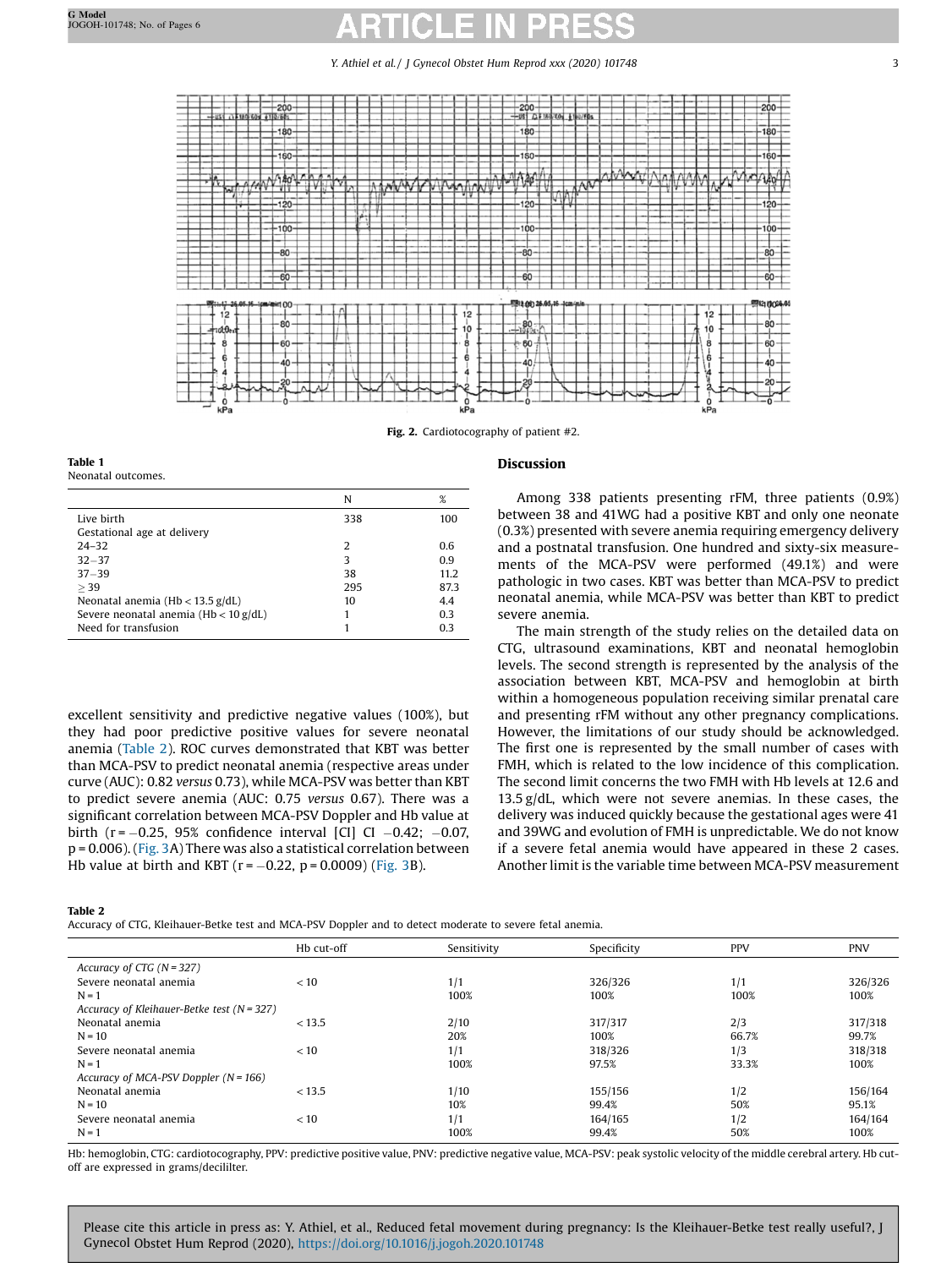Fig. 2. Cardiotocography of patient #2.

**Table 1**
Neonatal outcomes.

| | N | % |
|---|---|---|
| Live birth | 338 | 100 |
| Gestational age at delivery | | |
| 24–32 | 2 | 0.6 |
| 32–37 | 3 | 0.9 |
| 37–39 | 38 | 11.2 |
| ≥39 | 295 | 87.3 |
| Neonatal anemia (Hb < 13.5 g/dL) | 10 | 4.4 |
| Severe neonatal anemia (Hb < 10 g/dL) | 1 | 0.3 |
| Need for transfusion | 1 | 0.3 |

excellent sensitivity and predictive negative values (100%), but they had poor predictive positive values for severe neonatal anemia (Table 2). ROC curves demonstrated that KBT was better than MCA-PSV to predict neonatal anemia (respective areas under curve (AUC): 0.82 *versus* 0.73), while MCA-PSV was better than KBT to predict severe anemia (AUC: 0.75 *versus* 0.67). There was a significant correlation between MCA-PSV Doppler and Hb value at birth ($r = -0.25$, 95% confidence interval [CI] CI $-0.42$; $-0.07$, $p = 0.006$). (Fig. 3A) There was also a statistical correlation between Hb value at birth and KBT ($r = -0.22$, $p = 0.0009$) (Fig. 3B).

## Discussion

Among 338 patients presenting rFM, three patients (0.9%) between 38 and 41WG had a positive KBT and only one neonate (0.3%) presented with severe anemia requiring emergency delivery and a postnatal transfusion. One hundred and sixty-six measurements of the MCA-PSV were performed (49.1%) and were pathologic in two cases. KBT was better than MCA-PSV to predict neonatal anemia, while MCA-PSV was better than KBT to predict severe anemia.

The main strength of the study relies on the detailed data on CTG, ultrasound examinations, KBT and neonatal hemoglobin levels. The second strength is represented by the analysis of the association between KBT, MCA-PSV and hemoglobin at birth within a homogeneous population receiving similar prenatal care and presenting rFM without any other pregnancy complications. However, the limitations of our study should be acknowledged. The first one is represented by the small number of cases with FMH, which is related to the low incidence of this complication. The second limit concerns the two FMH with Hb levels at 12.6 and 13.5 g/dL, which were not severe anemias. In these cases, the delivery was induced quickly because the gestational ages were 41 and 39WG and evolution of FMH is unpredictable. We do not know if a severe fetal anemia would have appeared in these 2 cases. Another limit is the variable time between MCA-PSV measurement

**Table 2**
Accuracy of CTG, Kleihauer-Betke test and MCA-PSV Doppler and to detect moderate to severe fetal anemia.

| | Hb cut-off | Sensitivity | Specificity | PPV | PNV |
|---|---|---|---|---|---|
| *Accuracy of CTG (N = 327)* | | | | | |
| Severe neonatal anemia | < 10 | 1/1 | 326/326 | 1/1 | 326/326 |
| N = 1 | | 100% | 100% | 100% | 100% |
| *Accuracy of Kleihauer-Betke test (N = 327)* | | | | | |
| Neonatal anemia | < 13.5 | 2/10 | 317/317 | 2/3 | 317/318 |
| N = 10 | | 20% | 100% | 66.7% | 99.7% |
| Severe neonatal anemia | < 10 | 1/1 | 318/326 | 1/3 | 318/318 |
| N = 1 | | 100% | 97.5% | 33.3% | 100% |
| *Accuracy of MCA-PSV Doppler (N = 166)* | | | | | |
| Neonatal anemia | < 13.5 | 1/10 | 155/156 | 1/2 | 156/164 |
| N = 10 | | 10% | 99.4% | 50% | 95.1% |
| Severe neonatal anemia | < 10 | 1/1 | 164/165 | 1/2 | 164/164 |
| N = 1 | | 100% | 99.4% | 50% | 100% |

Hb: hemoglobin, CTG: cardiotocography, PPV: predictive positive value, PNV: predictive negative value, MCA-PSV: peak systolic velocity of the middle cerebral artery. Hb cut-off are expressed in grams/decililter.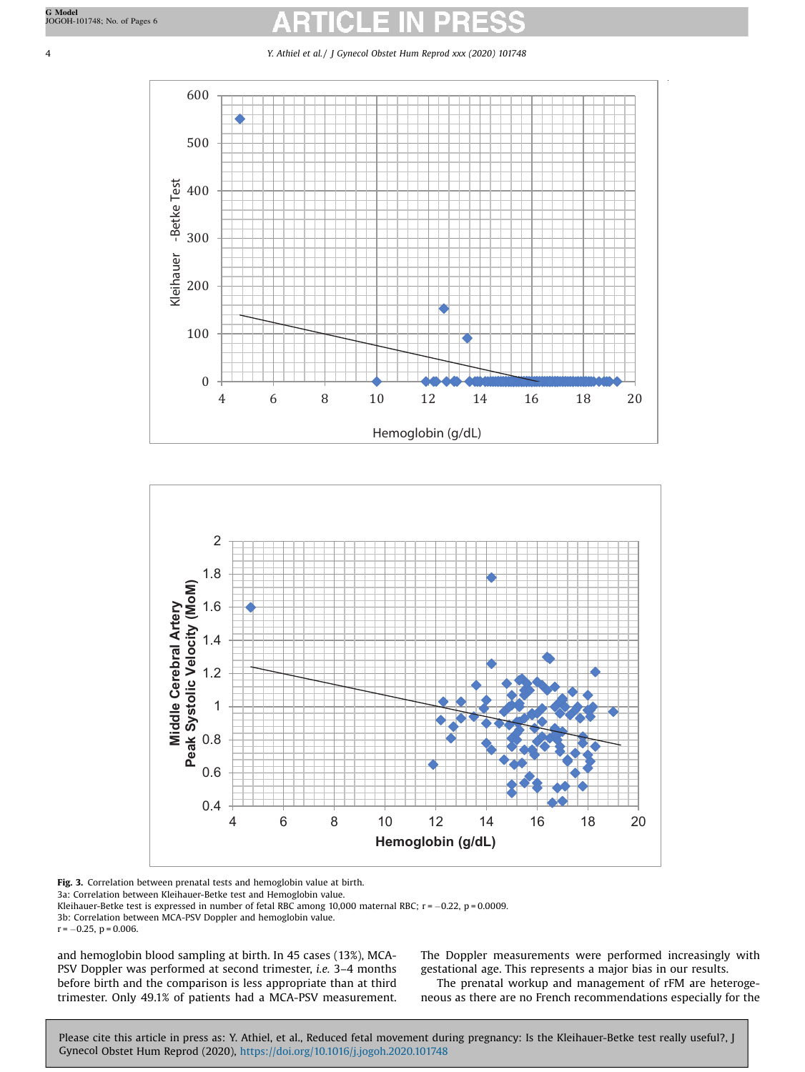**Fig. 3.** Correlation between prenatal tests and hemoglobin value at birth.
3a: Correlation between Kleihauer-Betke test and Hemoglobin value.
Kleihauer-Betke test is expressed in number of fetal RBC among 10,000 maternal RBC; r = −0.22, p = 0.0009.
3b: Correlation between MCA-PSV Doppler and hemoglobin value.
r = −0.25, p = 0.006.

and hemoglobin blood sampling at birth. In 45 cases (13%), MCA-PSV Doppler was performed at second trimester, *i.e.* 3–4 months before birth and the comparison is less appropriate than at third trimester. Only 49.1% of patients had a MCA-PSV measurement. The Doppler measurements were performed increasingly with gestational age. This represents a major bias in our results.

The prenatal workup and management of rFM are heterogeneous as there are no French recommendations especially for the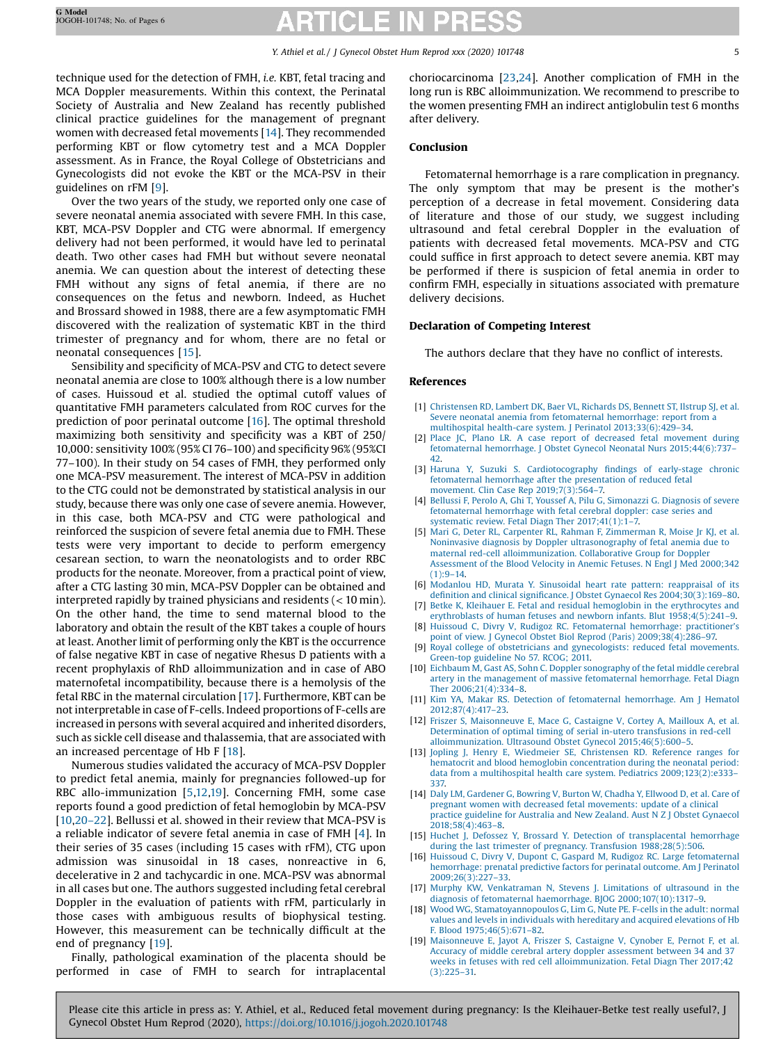technique used for the detection of FMH, *i.e.* KBT, fetal tracing and MCA Doppler measurements. Within this context, the Perinatal Society of Australia and New Zealand has recently published clinical practice guidelines for the management of pregnant women with decreased fetal movements [14]. They recommended performing KBT or flow cytometry test and a MCA Doppler assessment. As in France, the Royal College of Obstetricians and Gynecologists did not evoke the KBT or the MCA-PSV in their guidelines on rFM [9].

Over the two years of the study, we reported only one case of severe neonatal anemia associated with severe FMH. In this case, KBT, MCA-PSV Doppler and CTG were abnormal. If emergency delivery had not been performed, it would have led to perinatal death. Two other cases had FMH but without severe neonatal anemia. We can question about the interest of detecting these FMH without any signs of fetal anemia, if there are no consequences on the fetus and newborn. Indeed, as Huchet and Brossard showed in 1988, there are a few asymptomatic FMH discovered with the realization of systematic KBT in the third trimester of pregnancy and for whom, there are no fetal or neonatal consequences [15].

Sensibility and specificity of MCA-PSV and CTG to detect severe neonatal anemia are close to 100% although there is a low number of cases. Huissoud et al. studied the optimal cutoff values of quantitative FMH parameters calculated from ROC curves for the prediction of poor perinatal outcome [16]. The optimal threshold maximizing both sensitivity and specificity was a KBT of 250/10,000: sensitivity 100% (95% CI 76–100) and specificity 96% (95%CI 77–100). In their study on 54 cases of FMH, they performed only one MCA-PSV measurement. The interest of MCA-PSV in addition to the CTG could not be demonstrated by statistical analysis in our study, because there was only one case of severe anemia. However, in this case, both MCA-PSV and CTG were pathological and reinforced the suspicion of severe fetal anemia due to FMH. These tests were very important to decide to perform emergency cesarean section, to warn the neonatologists and to order RBC products for the neonate. Moreover, from a practical point of view, after a CTG lasting 30 min, MCA-PSV Doppler can be obtained and interpreted rapidly by trained physicians and residents (< 10 min). On the other hand, the time to send maternal blood to the laboratory and obtain the result of the KBT takes a couple of hours at least. Another limit of performing only the KBT is the occurrence of false negative KBT in case of negative Rhesus D patients with a recent prophylaxis of RhD alloimmunization and in case of ABO maternofetal incompatibility, because there is a hemolysis of the fetal RBC in the maternal circulation [17]. Furthermore, KBT can be not interpretable in case of F-cells. Indeed proportions of F-cells are increased in persons with several acquired and inherited disorders, such as sickle cell disease and thalassemia, that are associated with an increased percentage of Hb F [18].

Numerous studies validated the accuracy of MCA-PSV Doppler to predict fetal anemia, mainly for pregnancies followed-up for RBC allo-immunization [5,12,19]. Concerning FMH, some case reports found a good prediction of fetal hemoglobin by MCA-PSV [10,20–22]. Bellussi et al. showed in their review that MCA-PSV is a reliable indicator of severe fetal anemia in case of FMH [4]. In their series of 35 cases (including 15 cases with rFM), CTG upon admission was sinusoidal in 18 cases, nonreactive in 6, decelerative in 2 and tachycardic in one. MCA-PSV was abnormal in all cases but one. The authors suggested including fetal cerebral Doppler in the evaluation of patients with rFM, particularly in those cases with ambiguous results of biophysical testing. However, this measurement can be technically difficult at the end of pregnancy [19].

Finally, pathological examination of the placenta should be performed in case of FMH to search for intraplacental choriocarcinoma [23,24]. Another complication of FMH in the long run is RBC alloimmunization. We recommend to prescribe to the women presenting FMH an indirect antiglobulin test 6 months after delivery.

## Conclusion

Fetomaternal hemorrhage is a rare complication in pregnancy. The only symptom that may be present is the mother's perception of a decrease in fetal movement. Considering data of literature and those of our study, we suggest including ultrasound and fetal cerebral Doppler in the evaluation of patients with decreased fetal movements. MCA-PSV and CTG could suffice in first approach to detect severe anemia. KBT may be performed if there is suspicion of fetal anemia in order to confirm FMH, especially in situations associated with premature delivery decisions.

## Declaration of Competing Interest

The authors declare that they have no conflict of interests.

## References

[1] Christensen RD, Lambert DK, Baer VL, Richards DS, Bennett ST, Ilstrup SJ, et al. Severe neonatal anemia from fetomaternal hemorrhage: report from a multihospital health-care system. J Perinatol 2013;33(6):429–34.

[2] Place JC, Plano LR. A case report of decreased fetal movement during fetomaternal hemorrhage. J Obstet Gynecol Neonatal Nurs 2015;44(6):737–42.

[3] Haruna Y, Suzuki S. Cardiotocography findings of early-stage chronic fetomaternal hemorrhage after the presentation of reduced fetal movement. Clin Case Rep 2019;7(3):564–7.

[4] Bellussi F, Perolo A, Ghi T, Youssef A, Pilu G, Simonazzi G. Diagnosis of severe fetomaternal hemorrhage with fetal cerebral doppler: case series and systematic review. Fetal Diagn Ther 2017;41(1):1–7.

[5] Mari G, Deter RL, Carpenter RL, Rahman F, Zimmerman R, Moise Jr KJ, et al. Noninvasive diagnosis by Doppler ultrasonography of fetal anemia due to maternal red-cell alloimmunization. Collaborative Group for Doppler Assessment of the Blood Velocity in Anemic Fetuses. N Engl J Med 2000;342(1):9–14.

[6] Modanlou HD, Murata Y. Sinusoidal heart rate pattern: reappraisal of its definition and clinical significance. J Obstet Gynaecol Res 2004;30(3):169–80.

[7] Betke K, Kleihauer E. Fetal and residual hemoglobin in the erythrocytes and erythroblasts of human fetuses and newborn infants. Blut 1958;4(5):241–9.

[8] Huissoud C, Divry V, Rudigoz RC. Fetomaternal hemorrhage: practitioner's point of view. J Gynecol Obstet Biol Reprod (Paris) 2009;38(4):286–97.

[9] Royal college of obstetricians and gynecologists: reduced fetal movements. Green-top guideline No 57. RCOG; 2011.

[10] Eichbaum M, Gast AS, Sohn C. Doppler sonography of the fetal middle cerebral artery in the management of massive fetomaternal hemorrhage. Fetal Diagn Ther 2006;21(4):334–8.

[11] Kim YA, Makar RS. Detection of fetomaternal hemorrhage. Am J Hematol 2012;87(4):417–23.

[12] Friszer S, Maisonneuve E, Mace G, Castaigne V, Cortey A, Mailloux A, et al. Determination of optimal timing of serial in-utero transfusions in red-cell alloimmunization. Ultrasound Obstet Gynecol 2015;46(5):600–5.

[13] Jopling J, Henry E, Wiedmeier SE, Christensen RD. Reference ranges for hematocrit and blood hemoglobin concentration during the neonatal period: data from a multihospital health care system. Pediatrics 2009;123(2):e333–337.

[14] Daly LM, Gardener G, Bowring V, Burton W, Chadha Y, Ellwood D, et al. Care of pregnant women with decreased fetal movements: update of a clinical practice guideline for Australia and New Zealand. Aust N Z J Obstet Gynaecol 2018;58(4):463–8.

[15] Huchet J, Defossez Y, Brossard Y. Detection of transplacental hemorrhage during the last trimester of pregnancy. Transfusion 1988;28(5):506.

[16] Huissoud C, Divry V, Dupont C, Gaspard M, Rudigoz RC. Large fetomaternal hemorrhage: prenatal predictive factors for perinatal outcome. Am J Perinatol 2009;26(3):227–33.

[17] Murphy KW, Venkatraman N, Stevens J. Limitations of ultrasound in the diagnosis of fetomaternal haemorrhage. BJOG 2000;107(10):1317–9.

[18] Wood WG, Stamatoyannopoulos G, Lim G, Nute PE. F-cells in the adult: normal values and levels in individuals with hereditary and acquired elevations of Hb F. Blood 1975;46(5):671–82.

[19] Maisonneuve E, Jayot A, Friszer S, Castaigne V, Cynober E, Pernot F, et al. Accuracy of middle cerebral artery doppler assessment between 34 and 37 weeks in fetuses with red cell alloimmunization. Fetal Diagn Ther 2017;42(3):225–31.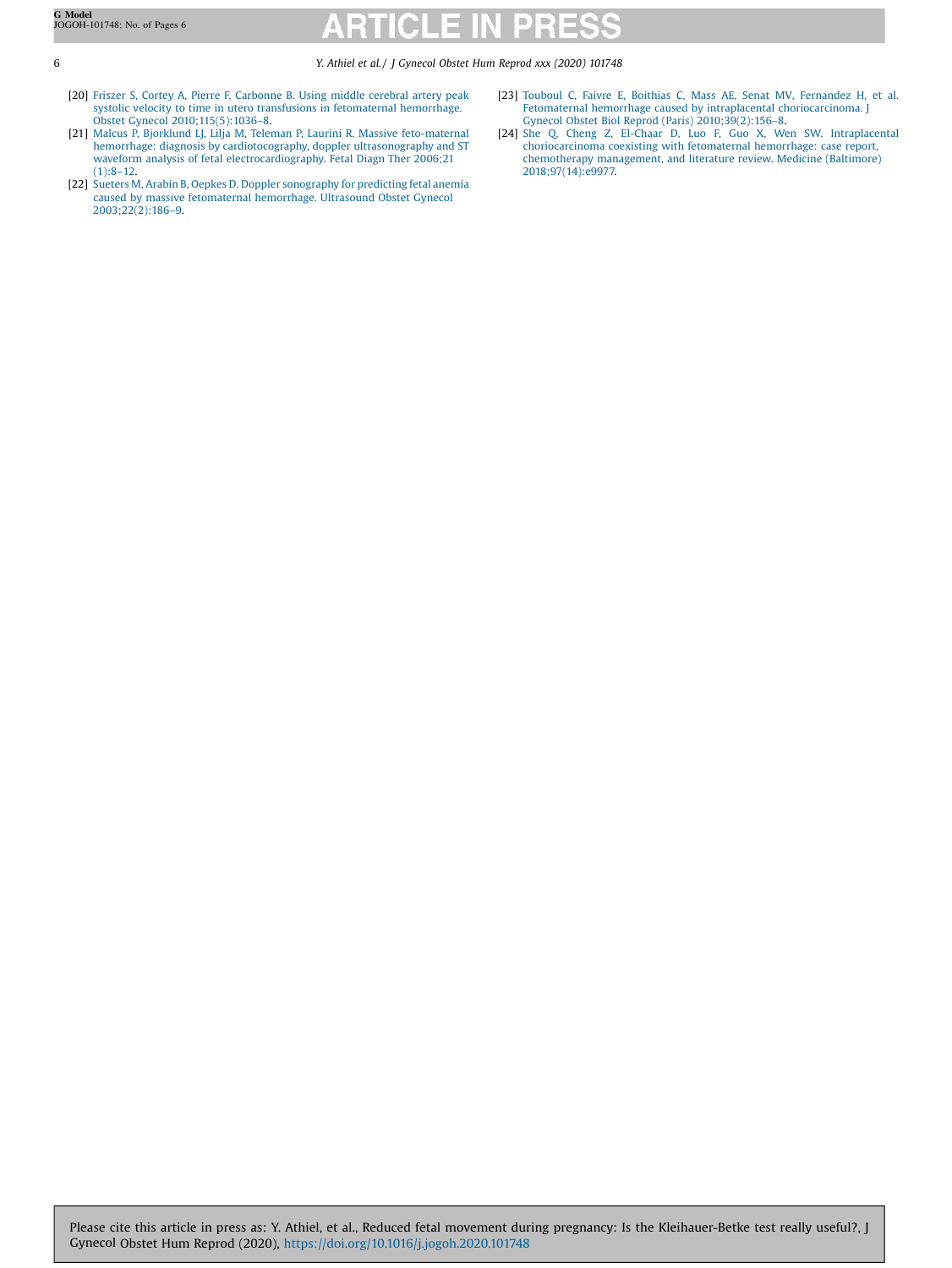[20] Friszer S, Cortey A, Pierre F, Carbonne B. Using middle cerebral artery peak systolic velocity to time in utero transfusions in fetomaternal hemorrhage. Obstet Gynecol 2010;115(5):1036–8.

[21] Malcus P, Bjorklund LJ, Lilja M, Teleman P, Laurini R. Massive feto-maternal hemorrhage: diagnosis by cardiotocography, doppler ultrasonography and ST waveform analysis of fetal electrocardiography. Fetal Diagn Ther 2006;21 (1):8–12.

[22] Sueters M, Arabin B, Oepkes D. Doppler sonography for predicting fetal anemia caused by massive fetomaternal hemorrhage. Ultrasound Obstet Gynecol 2003;22(2):186–9.

[23] Touboul C, Faivre E, Boithias C, Mass AE, Senat MV, Fernandez H, et al. Fetomaternal hemorrhage caused by intraplacental choriocarcinoma. J Gynecol Obstet Biol Reprod (Paris) 2010;39(2):156–8.

[24] She Q, Cheng Z, El-Chaar D, Luo F, Guo X, Wen SW. Intraplacental choriocarcinoma coexisting with fetomaternal hemorrhage: case report, chemotherapy management, and literature review. Medicine (Baltimore) 2018;97(14):e9977.

Please cite this article in press as: Y. Athiel, et al., Reduced fetal movement during pregnancy: Is the Kleihauer-Betke test really useful?, J Gynecol Obstet Hum Reprod (2020), https://doi.org/10.1016/j.jogoh.2020.101748